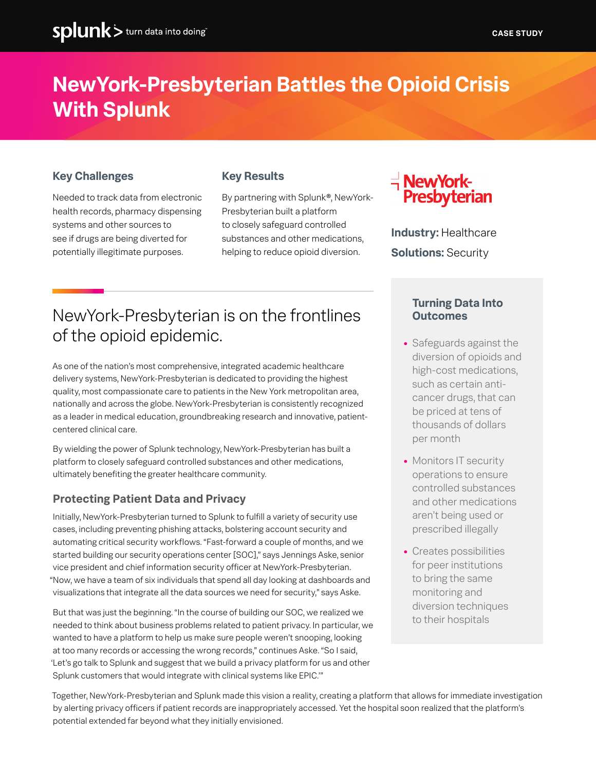splunk> turn data into doing

CASE STUDY

# NewYork-Presbyterian Battles the Opioid Crisis With Splunk

### Key Challenges

Needed to track data from electronic health records, pharmacy dispensing systems and other sources to see if drugs are being diverted for potentially illegitimate purposes.

### Key Results

By partnering with Splunk®, NewYork-Presbyterian built a platform to closely safeguard controlled substances and other medications, helping to reduce opioid diversion.

NewYork-Presbyterian

**Industry:** Healthcare

**Solutions:** Security

## NewYork-Presbyterian is on the frontlines of the opioid epidemic.

As one of the nation's most comprehensive, integrated academic healthcare delivery systems, NewYork-Presbyterian is dedicated to providing the highest quality, most compassionate care to patients in the New York metropolitan area, nationally and across the globe. NewYork-Presbyterian is consistently recognized as a leader in medical education, groundbreaking research and innovative, patient-centered clinical care.

By wielding the power of Splunk technology, NewYork-Presbyterian has built a platform to closely safeguard controlled substances and other medications, ultimately benefiting the greater healthcare community.

### Protecting Patient Data and Privacy

Initially, NewYork-Presbyterian turned to Splunk to fulfill a variety of security use cases, including preventing phishing attacks, bolstering account security and automating critical security workflows. "Fast-forward a couple of months, and we started building our security operations center [SOC]," says Jennings Aske, senior vice president and chief information security officer at NewYork-Presbyterian. "Now, we have a team of six individuals that spend all day looking at dashboards and visualizations that integrate all the data sources we need for security," says Aske.

But that was just the beginning. "In the course of building our SOC, we realized we needed to think about business problems related to patient privacy. In particular, we wanted to have a platform to help us make sure people weren't snooping, looking at too many records or accessing the wrong records," continues Aske. "So I said, 'Let's go talk to Splunk and suggest that we build a privacy platform for us and other Splunk customers that would integrate with clinical systems like EPIC.'"

Together, NewYork-Presbyterian and Splunk made this vision a reality, creating a platform that allows for immediate investigation by alerting privacy officers if patient records are inappropriately accessed. Yet the hospital soon realized that the platform's potential extended far beyond what they initially envisioned.

### Turning Data Into Outcomes

- Safeguards against the diversion of opioids and high-cost medications, such as certain anti-cancer drugs, that can be priced at tens of thousands of dollars per month
- Monitors IT security operations to ensure controlled substances and other medications aren't being used or prescribed illegally
- Creates possibilities for peer institutions to bring the same monitoring and diversion techniques to their hospitals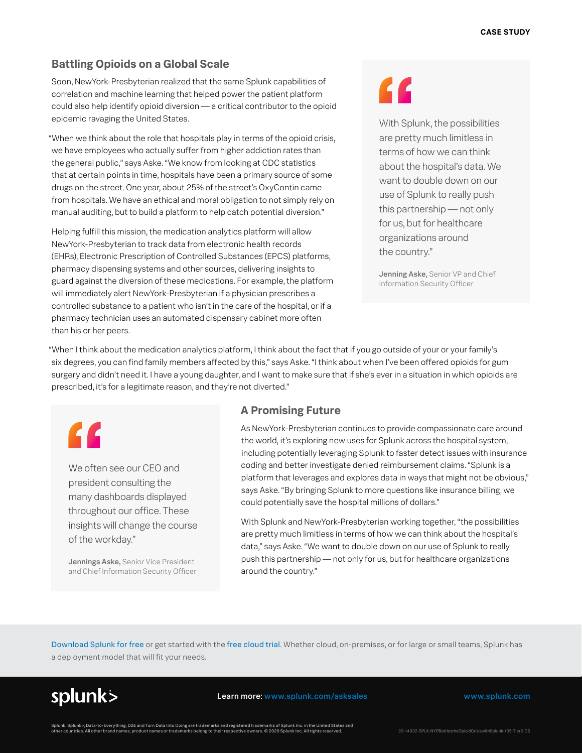## Battling Opioids on a Global Scale

Soon, NewYork-Presbyterian realized that the same Splunk capabilities of correlation and machine learning that helped power the patient platform could also help identify opioid diversion — a critical contributor to the opioid epidemic ravaging the United States.

"When we think about the role that hospitals play in terms of the opioid crisis, we have employees who actually suffer from higher addiction rates than the general public," says Aske. "We know from looking at CDC statistics that at certain points in time, hospitals have been a primary source of some drugs on the street. One year, about 25% of the street's OxyContin came from hospitals. We have an ethical and moral obligation to not simply rely on manual auditing, but to build a platform to help catch potential diversion."

Helping fulfill this mission, the medication analytics platform will allow NewYork-Presbyterian to track data from electronic health records (EHRs), Electronic Prescription of Controlled Substances (EPCS) platforms, pharmacy dispensing systems and other sources, delivering insights to guard against the diversion of these medications. For example, the platform will immediately alert NewYork-Presbyterian if a physician prescribes a controlled substance to a patient who isn't in the care of the hospital, or if a pharmacy technician uses an automated dispensary cabinet more often than his or her peers.

> "With Splunk, the possibilities are pretty much limitless in terms of how we can think about the hospital's data. We want to double down on our use of Splunk to really push this partnership — not only for us, but for healthcare organizations around the country."
>
> **Jenning Aske,** Senior VP and Chief Information Security Officer

"When I think about the medication analytics platform, I think about the fact that if you go outside of your or your family's six degrees, you can find family members affected by this," says Aske. "I think about when I've been offered opioids for gum surgery and didn't need it. I have a young daughter, and I want to make sure that if she's ever in a situation in which opioids are prescribed, it's for a legitimate reason, and they're not diverted."

> "We often see our CEO and president consulting the many dashboards displayed throughout our office. These insights will change the course of the workday."
>
> **Jennings Aske,** Senior Vice President and Chief Information Security Officer

## A Promising Future

As NewYork-Presbyterian continues to provide compassionate care around the world, it's exploring new uses for Splunk across the hospital system, including potentially leveraging Splunk to faster detect issues with insurance coding and better investigate denied reimbursement claims. "Splunk is a platform that leverages and explores data in ways that might not be obvious," says Aske. "By bringing Splunk to more questions like insurance billing, we could potentially save the hospital millions of dollars."

With Splunk and NewYork-Presbyterian working together, "the possibilities are pretty much limitless in terms of how we can think about the hospital's data," says Aske. "We want to double down on our use of Splunk to really push this partnership — not only for us, but for healthcare organizations around the country."

Download Splunk for free or get started with the free cloud trial. Whether cloud, on-premises, or for large or small teams, Splunk has a deployment model that will fit your needs.

splunk>

**Learn more:** www.splunk.com/asksales

www.splunk.com

Splunk, Splunk>, Data-to-Everything, D2E and Turn Data Into Doing are trademarks and registered trademarks of Splunk Inc. in the United States and other countries. All other brand names, product names or trademarks belong to their respective owners. © 2020 Splunk Inc. All rights reserved.

20-14332-SPLK-NYPBattlestheOpioidCrisiswithSplunk-105-Tier2-CS